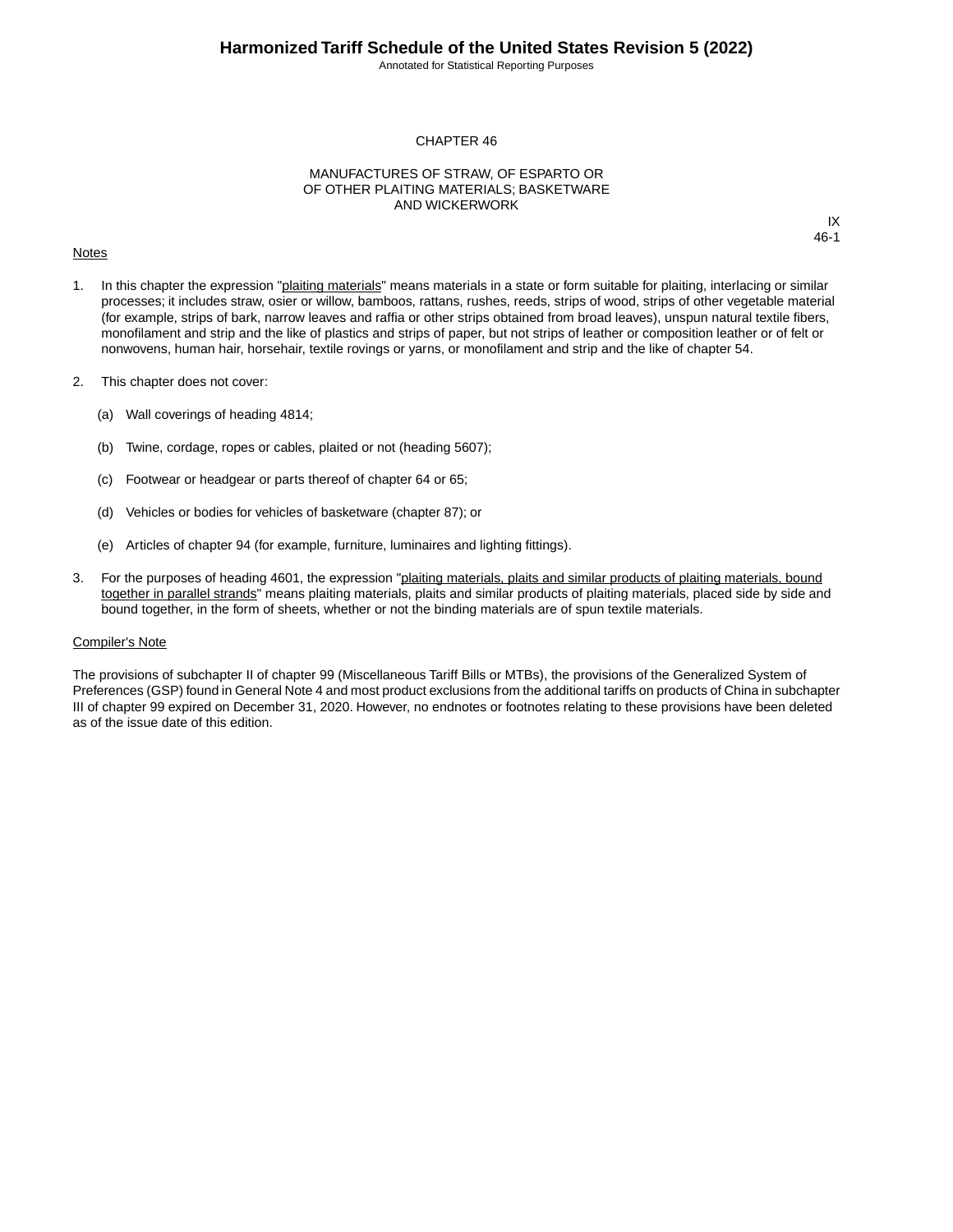# CHAPTER 46

## MANUFACTURES OF STRAW, OF ESPARTO OR OF OTHER PLAITING MATERIALS; BASKETWARE AND WICKERWORK

IX
46-1

Notes

1. In this chapter the expression "plaiting materials" means materials in a state or form suitable for plaiting, interlacing or similar processes; it includes straw, osier or willow, bamboos, rattans, rushes, reeds, strips of wood, strips of other vegetable material (for example, strips of bark, narrow leaves and raffia or other strips obtained from broad leaves), unspun natural textile fibers, monofilament and strip and the like of plastics and strips of paper, but not strips of leather or composition leather or of felt or nonwovens, human hair, horsehair, textile rovings or yarns, or monofilament and strip and the like of chapter 54.

2. This chapter does not cover:

   (a) Wall coverings of heading 4814;

   (b) Twine, cordage, ropes or cables, plaited or not (heading 5607);

   (c) Footwear or headgear or parts thereof of chapter 64 or 65;

   (d) Vehicles or bodies for vehicles of basketware (chapter 87); or

   (e) Articles of chapter 94 (for example, furniture, luminaires and lighting fittings).

3. For the purposes of heading 4601, the expression "plaiting materials, plaits and similar products of plaiting materials, bound together in parallel strands" means plaiting materials, plaits and similar products of plaiting materials, placed side by side and bound together, in the form of sheets, whether or not the binding materials are of spun textile materials.

Compiler's Note

The provisions of subchapter II of chapter 99 (Miscellaneous Tariff Bills or MTBs), the provisions of the Generalized System of Preferences (GSP) found in General Note 4 and most product exclusions from the additional tariffs on products of China in subchapter III of chapter 99 expired on December 31, 2020. However, no endnotes or footnotes relating to these provisions have been deleted as of the issue date of this edition.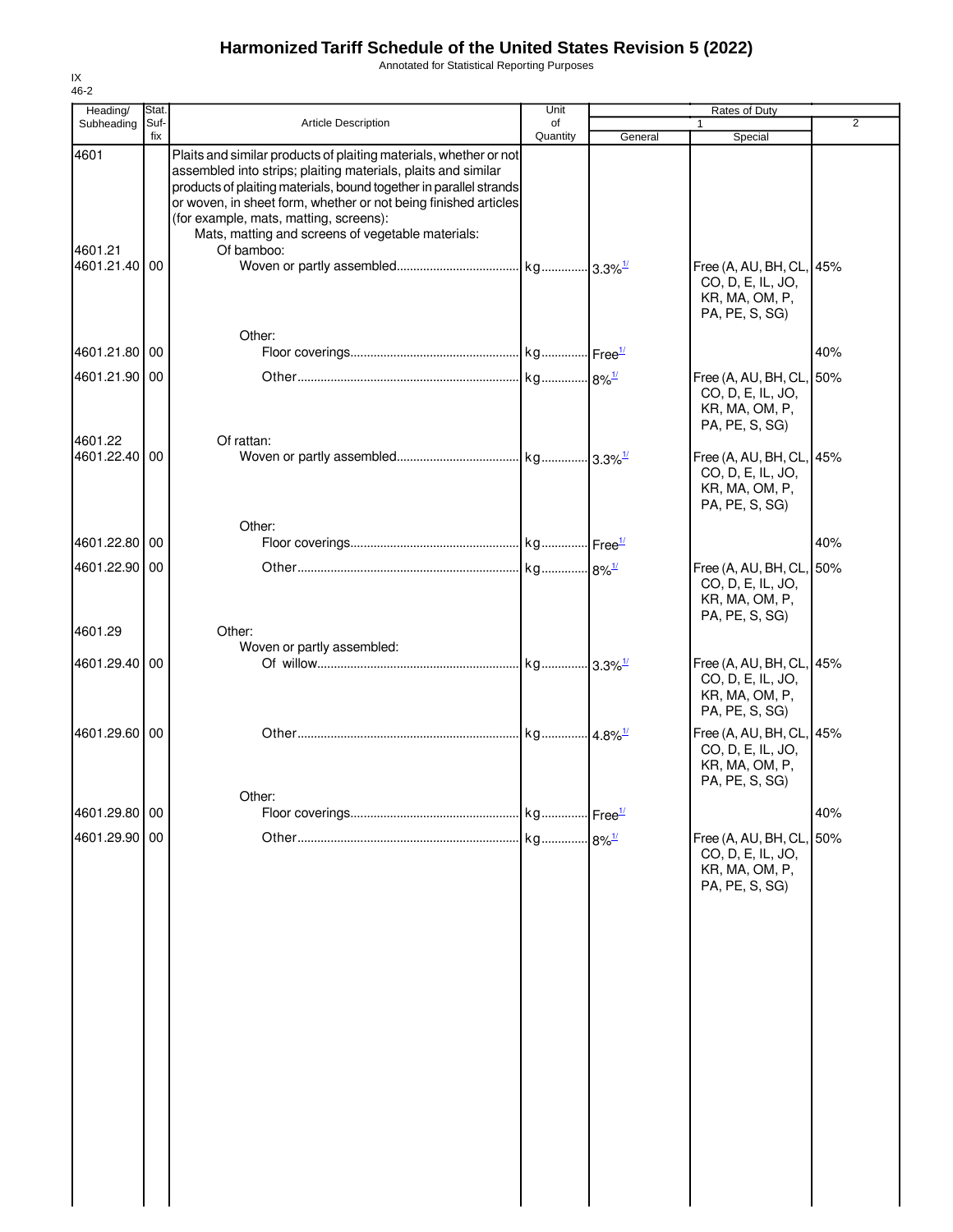# Harmonized Tariff Schedule of the United States Revision 5 (2022)

Annotated for Statistical Reporting Purposes

IX
46-2

| Heading/ Subheading | Stat. Suf-fix | Article Description | Unit of Quantity | Rates of Duty 1 General | Rates of Duty 1 Special | Rates of Duty 2 |
|---|---|---|---|---|---|---|
| 4601 | | Plaits and similar products of plaiting materials, whether or not assembled into strips; plaiting materials, plaits and similar products of plaiting materials, bound together in parallel strands or woven, in sheet form, whether or not being finished articles (for example, mats, matting, screens): | | | | |
| | | Mats, matting and screens of vegetable materials: | | | | |
| 4601.21 | | Of bamboo: | | | | |
| 4601.21.40 | 00 | Woven or partly assembled | kg | 3.3%[1/] | Free (A, AU, BH, CL, CO, D, E, IL, JO, KR, MA, OM, P, PA, PE, S, SG) | 45% |
| | | Other: | | | | |
| 4601.21.80 | 00 | Floor coverings | kg | Free[1/] | | 40% |
| 4601.21.90 | 00 | Other | kg | 8%[1/] | Free (A, AU, BH, CL, CO, D, E, IL, JO, KR, MA, OM, P, PA, PE, S, SG) | 50% |
| 4601.22 | | Of rattan: | | | | |
| 4601.22.40 | 00 | Woven or partly assembled | kg | 3.3%[1/] | Free (A, AU, BH, CL, CO, D, E, IL, JO, KR, MA, OM, P, PA, PE, S, SG) | 45% |
| | | Other: | | | | |
| 4601.22.80 | 00 | Floor coverings | kg | Free[1/] | | 40% |
| 4601.22.90 | 00 | Other | kg | 8%[1/] | Free (A, AU, BH, CL, CO, D, E, IL, JO, KR, MA, OM, P, PA, PE, S, SG) | 50% |
| 4601.29 | | Other: | | | | |
| | | Woven or partly assembled: | | | | |
| 4601.29.40 | 00 | Of willow | kg | 3.3%[1/] | Free (A, AU, BH, CL, CO, D, E, IL, JO, KR, MA, OM, P, PA, PE, S, SG) | 45% |
| 4601.29.60 | 00 | Other | kg | 4.8%[1/] | Free (A, AU, BH, CL, CO, D, E, IL, JO, KR, MA, OM, P, PA, PE, S, SG) | 45% |
| | | Other: | | | | |
| 4601.29.80 | 00 | Floor coverings | kg | Free[1/] | | 40% |
| 4601.29.90 | 00 | Other | kg | 8%[1/] | Free (A, AU, BH, CL, CO, D, E, IL, JO, KR, MA, OM, P, PA, PE, S, SG) | 50% |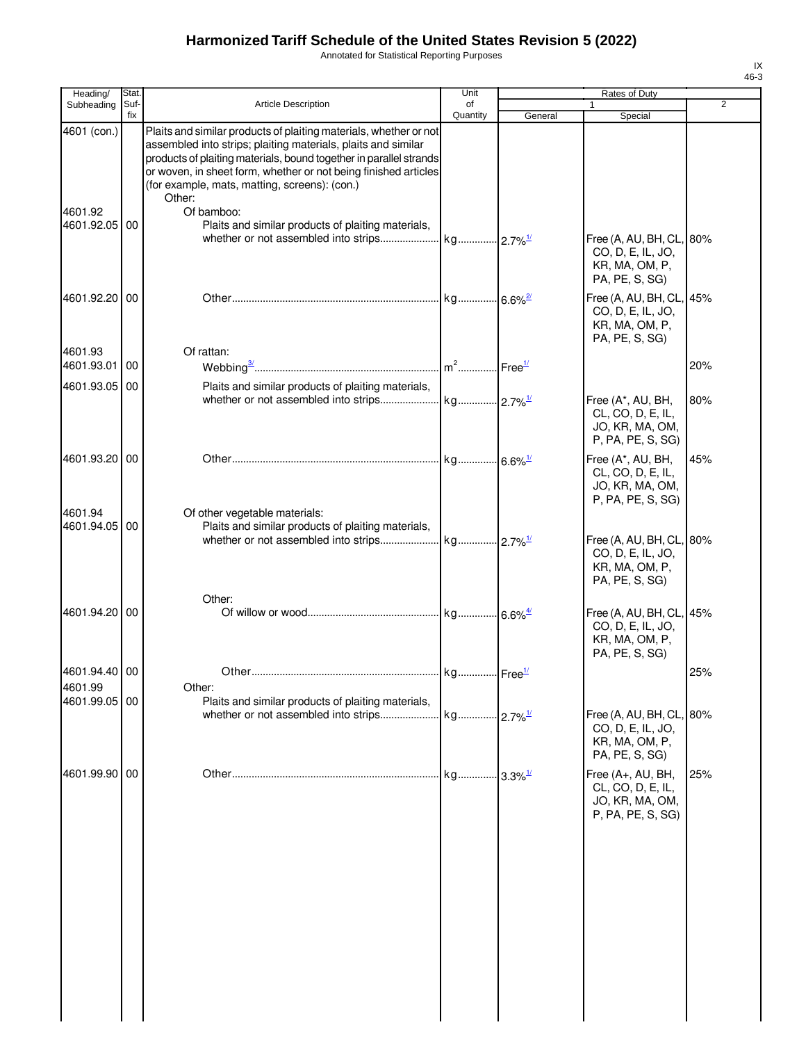# Harmonized Tariff Schedule of the United States Revision 5 (2022)

Annotated for Statistical Reporting Purposes

| Heading/ Subheading | Stat. Suf- fix | Article Description | Unit of Quantity | Rates of Duty 1 General | Special | 2 |
|---|---|---|---|---|---|---|
| 4601 (con.) | | Plaits and similar products of plaiting materials, whether or not assembled into strips; plaiting materials, plaits and similar products of plaiting materials, bound together in parallel strands or woven, in sheet form, whether or not being finished articles (for example, mats, matting, screens): (con.) | | | | |
| | | Other: | | | | |
| 4601.92 | | Of bamboo: | | | | |
| 4601.92.05 | 00 | Plaits and similar products of plaiting materials, whether or not assembled into strips | kg | 2.7%[1/] | Free (A, AU, BH, CL, CO, D, E, IL, JO, KR, MA, OM, P, PA, PE, S, SG) | 80% |
| 4601.92.20 | 00 | Other | kg | 6.6%[2/] | Free (A, AU, BH, CL, CO, D, E, IL, JO, KR, MA, OM, P, PA, PE, S, SG) | 45% |
| 4601.93 | | Of rattan: | | | | |
| 4601.93.01 | 00 | Webbing[3/] | m$^2$ | Free[1/] | | 20% |
| 4601.93.05 | 00 | Plaits and similar products of plaiting materials, whether or not assembled into strips | kg | 2.7%[1/] | Free (A*, AU, BH, CL, CO, D, E, IL, JO, KR, MA, OM, P, PA, PE, S, SG) | 80% |
| 4601.93.20 | 00 | Other | kg | 6.6%[1/] | Free (A*, AU, BH, CL, CO, D, E, IL, JO, KR, MA, OM, P, PA, PE, S, SG) | 45% |
| 4601.94 | | Of other vegetable materials: | | | | |
| 4601.94.05 | 00 | Plaits and similar products of plaiting materials, whether or not assembled into strips | kg | 2.7%[1/] | Free (A, AU, BH, CL, CO, D, E, IL, JO, KR, MA, OM, P, PA, PE, S, SG) | 80% |
| | | Other: | | | | |
| 4601.94.20 | 00 | Of willow or wood | kg | 6.6%[4/] | Free (A, AU, BH, CL, CO, D, E, IL, JO, KR, MA, OM, P, PA, PE, S, SG) | 45% |
| 4601.94.40 | 00 | Other | kg | Free[1/] | | 25% |
| 4601.99 | | Other: | | | | |
| 4601.99.05 | 00 | Plaits and similar products of plaiting materials, whether or not assembled into strips | kg | 2.7%[1/] | Free (A, AU, BH, CL, CO, D, E, IL, JO, KR, MA, OM, P, PA, PE, S, SG) | 80% |
| 4601.99.90 | 00 | Other | kg | 3.3%[1/] | Free (A+, AU, BH, CL, CO, D, E, IL, JO, KR, MA, OM, P, PA, PE, S, SG) | 25% |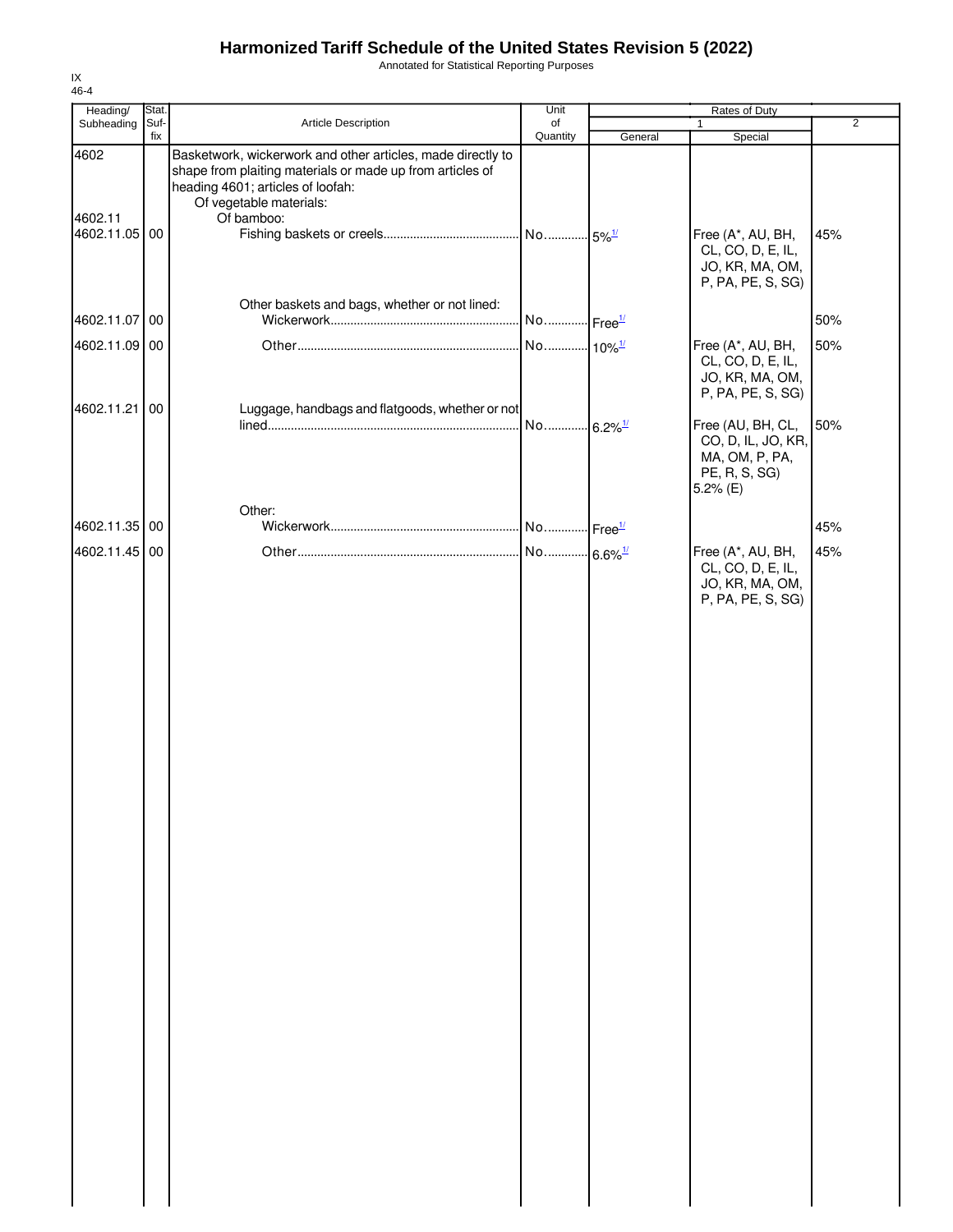# Harmonized Tariff Schedule of the United States Revision 5 (2022)

Annotated for Statistical Reporting Purposes

IX
46-4

| Heading/ Subheading | Stat. Suf- fix | Article Description | Unit of Quantity | Rates of Duty 1 General | Rates of Duty 1 Special | Rates of Duty 2 |
|---|---|---|---|---|---|---|
| 4602 | | Basketwork, wickerwork and other articles, made directly to shape from plaiting materials or made up from articles of heading 4601; articles of loofah: | | | | |
| | | Of vegetable materials: | | | | |
| 4602.11 | | Of bamboo: | | | | |
| 4602.11.05 | 00 | Fishing baskets or creels | No. | 5%[1/] | Free (A*, AU, BH, CL, CO, D, E, IL, JO, KR, MA, OM, P, PA, PE, S, SG) | 45% |
| | | Other baskets and bags, whether or not lined: | | | | |
| 4602.11.07 | 00 | Wickerwork | No. | Free[1/] | | 50% |
| 4602.11.09 | 00 | Other | No. | 10%[1/] | Free (A*, AU, BH, CL, CO, D, E, IL, JO, KR, MA, OM, P, PA, PE, S, SG) | 50% |
| 4602.11.21 | 00 | Luggage, handbags and flatgoods, whether or not lined | No. | 6.2%[1/] | Free (AU, BH, CL, CO, D, IL, JO, KR, MA, OM, P, PA, PE, R, S, SG) 5.2% (E) | 50% |
| | | Other: | | | | |
| 4602.11.35 | 00 | Wickerwork | No. | Free[1/] | | 45% |
| 4602.11.45 | 00 | Other | No. | 6.6%[1/] | Free (A*, AU, BH, CL, CO, D, E, IL, JO, KR, MA, OM, P, PA, PE, S, SG) | 45% |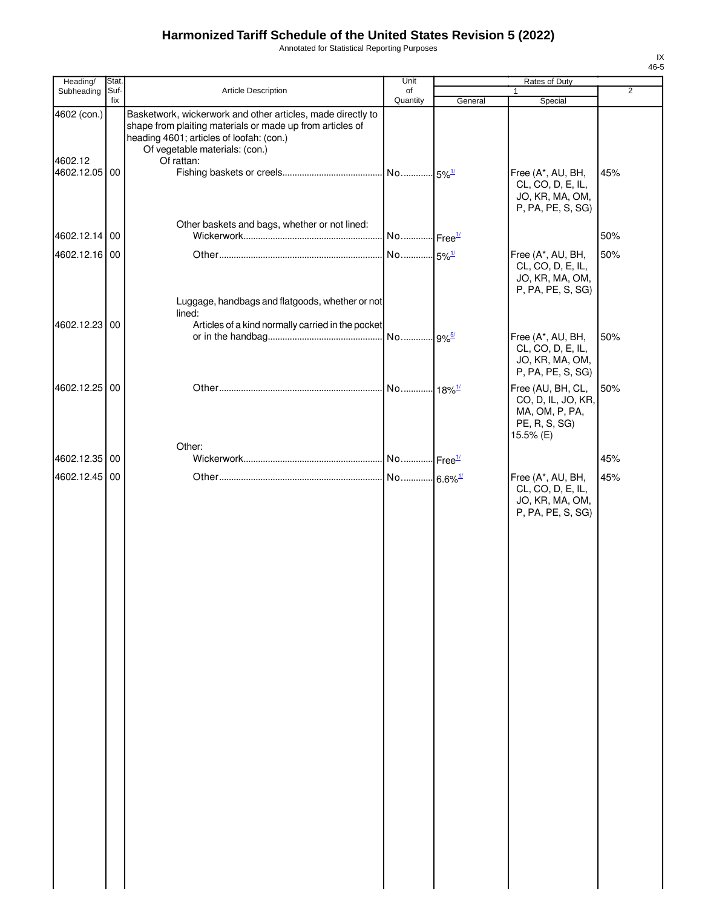# Harmonized Tariff Schedule of the United States Revision 5 (2022)

Annotated for Statistical Reporting Purposes

| Heading/ Subheading | Stat. Suf- fix | Article Description | Unit of Quantity | Rates of Duty 1 General | Rates of Duty 1 Special | Rates of Duty 2 |
|---|---|---|---|---|---|---|
| 4602 (con.) | | Basketwork, wickerwork and other articles, made directly to shape from plaiting materials or made up from articles of heading 4601; articles of loofah: (con.) | | | | |
| | | Of vegetable materials: (con.) | | | | |
| 4602.12 | | Of rattan: | | | | |
| 4602.12.05 | 00 | Fishing baskets or creels | No. | 5%[1/] | Free (A*, AU, BH, CL, CO, D, E, IL, JO, KR, MA, OM, P, PA, PE, S, SG) | 45% |
| | | Other baskets and bags, whether or not lined: | | | | |
| 4602.12.14 | 00 | Wickerwork | No. | Free[1/] | | 50% |
| 4602.12.16 | 00 | Other | No. | 5%[1/] | Free (A*, AU, BH, CL, CO, D, E, IL, JO, KR, MA, OM, P, PA, PE, S, SG) | 50% |
| | | Luggage, handbags and flatgoods, whether or not lined: | | | | |
| 4602.12.23 | 00 | Articles of a kind normally carried in the pocket or in the handbag | No. | 9%[5/] | Free (A*, AU, BH, CL, CO, D, E, IL, JO, KR, MA, OM, P, PA, PE, S, SG) | 50% |
| 4602.12.25 | 00 | Other | No. | 18%[1/] | Free (AU, BH, CL, CO, D, IL, JO, KR, MA, OM, P, PA, PE, R, S, SG) 15.5% (E) | 50% |
| | | Other: | | | | |
| 4602.12.35 | 00 | Wickerwork | No. | Free[1/] | | 45% |
| 4602.12.45 | 00 | Other | No. | 6.6%[1/] | Free (A*, AU, BH, CL, CO, D, E, IL, JO, KR, MA, OM, P, PA, PE, S, SG) | 45% |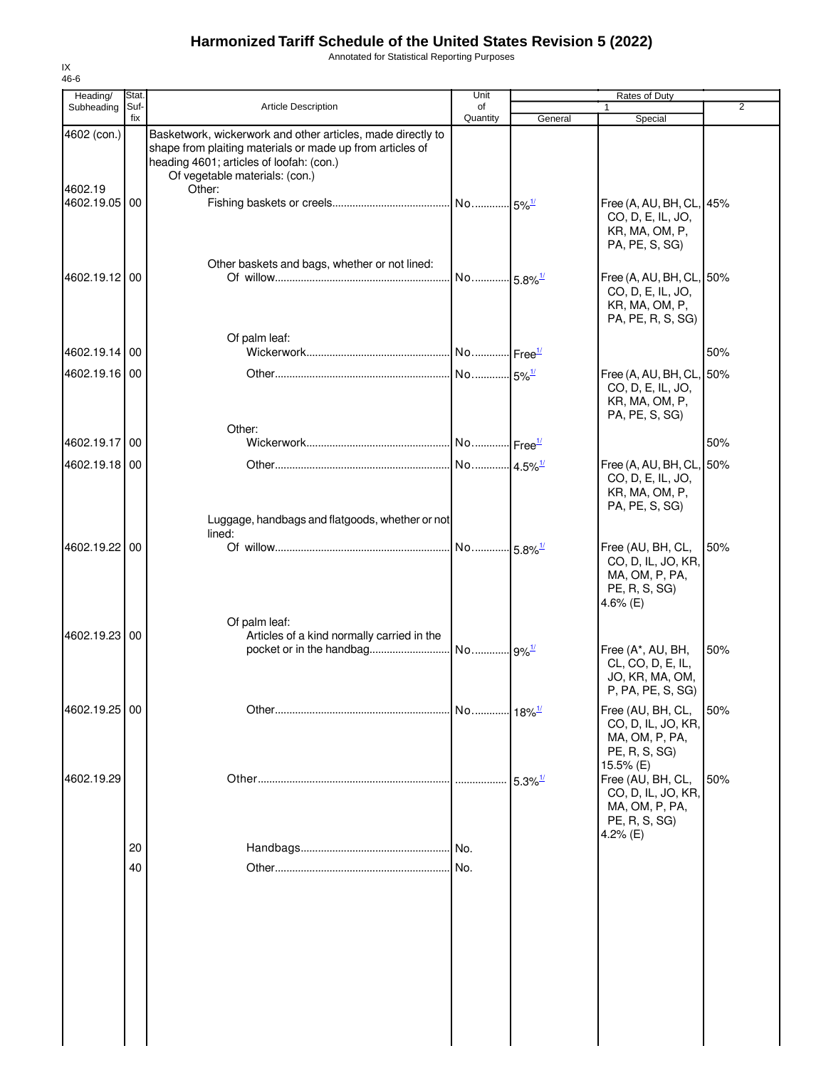# Harmonized Tariff Schedule of the United States Revision 5 (2022)

Annotated for Statistical Reporting Purposes

IX
46-6

| Heading/ Subheading | Stat. Suf- fix | Article Description | Unit of Quantity | Rates of Duty 1 General | Special | 2 |
|---|---|---|---|---|---|---|
| 4602 (con.) | | Basketwork, wickerwork and other articles, made directly to shape from plaiting materials or made up from articles of heading 4601; articles of loofah: (con.) | | | | |
| | | Of vegetable materials: (con.) | | | | |
| 4602.19 | | Other: | | | | |
| 4602.19.05 | 00 | Fishing baskets or creels | No. | 5%1/ | Free (A, AU, BH, CL, CO, D, E, IL, JO, KR, MA, OM, P, PA, PE, S, SG) | 45% |
| | | Other baskets and bags, whether or not lined: | | | | |
| 4602.19.12 | 00 | Of willow | No. | 5.8%1/ | Free (A, AU, BH, CL, CO, D, E, IL, JO, KR, MA, OM, P, PA, PE, R, S, SG) | 50% |
| | | Of palm leaf: | | | | |
| 4602.19.14 | 00 | Wickerwork | No. | Free1/ | | 50% |
| 4602.19.16 | 00 | Other | No. | 5%1/ | Free (A, AU, BH, CL, CO, D, E, IL, JO, KR, MA, OM, P, PA, PE, S, SG) | 50% |
| | | Other: | | | | |
| 4602.19.17 | 00 | Wickerwork | No. | Free1/ | | 50% |
| 4602.19.18 | 00 | Other | No. | 4.5%1/ | Free (A, AU, BH, CL, CO, D, E, IL, JO, KR, MA, OM, P, PA, PE, S, SG) | 50% |
| | | Luggage, handbags and flatgoods, whether or not lined: | | | | |
| 4602.19.22 | 00 | Of willow | No. | 5.8%1/ | Free (AU, BH, CL, CO, D, IL, JO, KR, MA, OM, P, PA, PE, R, S, SG) 4.6% (E) | 50% |
| | | Of palm leaf: | | | | |
| 4602.19.23 | 00 | Articles of a kind normally carried in the pocket or in the handbag | No. | 9%1/ | Free (A*, AU, BH, CL, CO, D, E, IL, JO, KR, MA, OM, P, PA, PE, S, SG) | 50% |
| 4602.19.25 | 00 | Other | No. | 18%1/ | Free (AU, BH, CL, CO, D, IL, JO, KR, MA, OM, P, PA, PE, R, S, SG) 15.5% (E) | 50% |
| 4602.19.29 | | Other | | 5.3%1/ | Free (AU, BH, CL, CO, D, IL, JO, KR, MA, OM, P, PA, PE, R, S, SG) 4.2% (E) | 50% |
| | 20 | Handbags | No. | | | |
| | 40 | Other | No. | | | |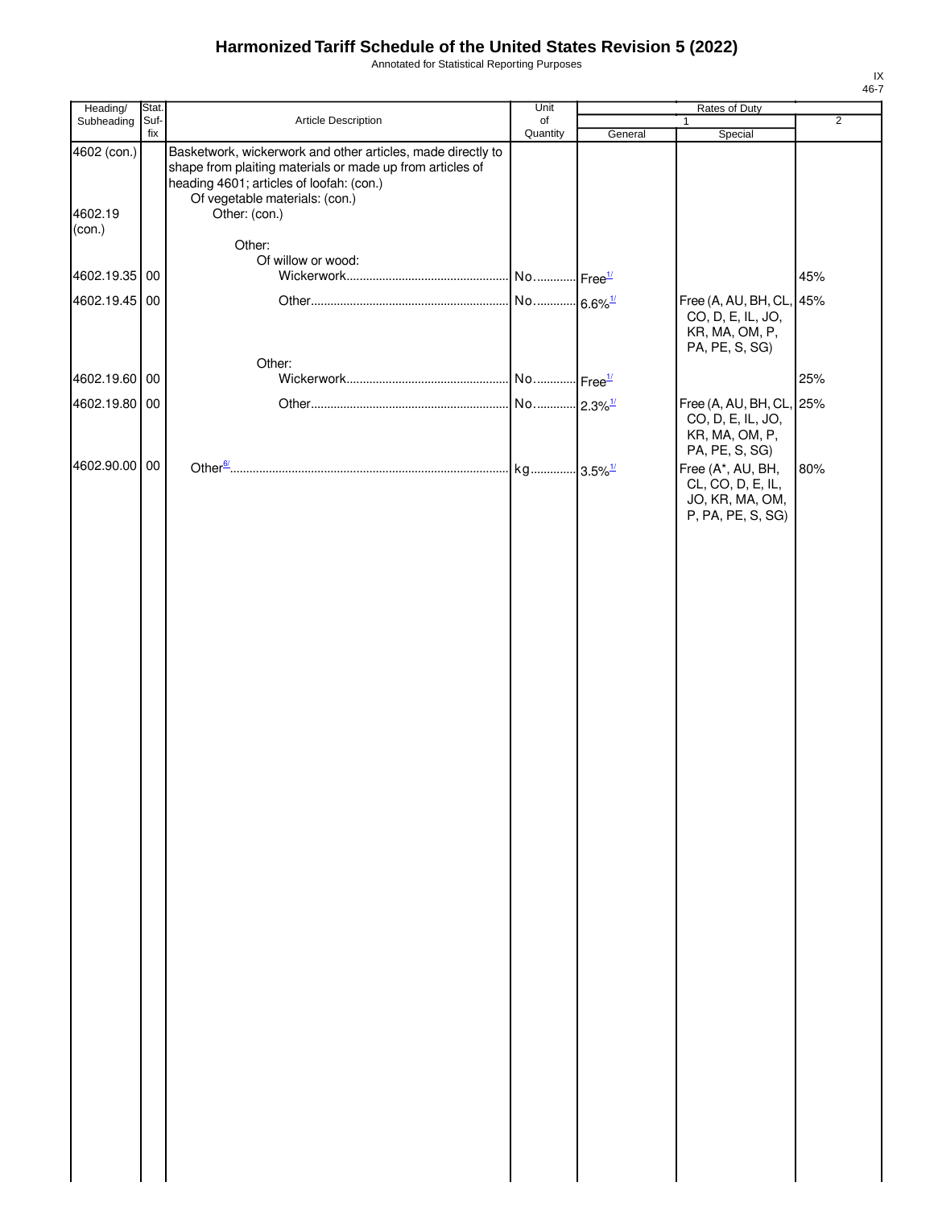# Harmonized Tariff Schedule of the United States Revision 5 (2022)

Annotated for Statistical Reporting Purposes

IX
46-7

| Heading/ Subheading | Stat. Suf-fix | Article Description | Unit of Quantity | Rates of Duty 1 General | Special | 2 |
|---|---|---|---|---|---|---|
| 4602 (con.) | | Basketwork, wickerwork and other articles, made directly to shape from plaiting materials or made up from articles of heading 4601; articles of loofah: (con.) | | | | |
| | | Of vegetable materials: (con.) | | | | |
| 4602.19 (con.) | | Other: (con.) | | | | |
| | | Other: | | | | |
| | | Of willow or wood: | | | | |
| 4602.19.35 | 00 | Wickerwork | No. | Free[1/] | | 45% |
| 4602.19.45 | 00 | Other | No. | 6.6%[1/] | Free (A, AU, BH, CL, CO, D, E, IL, JO, KR, MA, OM, P, PA, PE, S, SG) | 45% |
| | | Other: | | | | |
| 4602.19.60 | 00 | Wickerwork | No. | Free[1/] | | 25% |
| 4602.19.80 | 00 | Other | No. | 2.3%[1/] | Free (A, AU, BH, CL, CO, D, E, IL, JO, KR, MA, OM, P, PA, PE, S, SG) | 25% |
| 4602.90.00 | 00 | Other[6/] | kg | 3.5%[1/] | Free (A*, AU, BH, CL, CO, D, E, IL, JO, KR, MA, OM, P, PA, PE, S, SG) | 80% |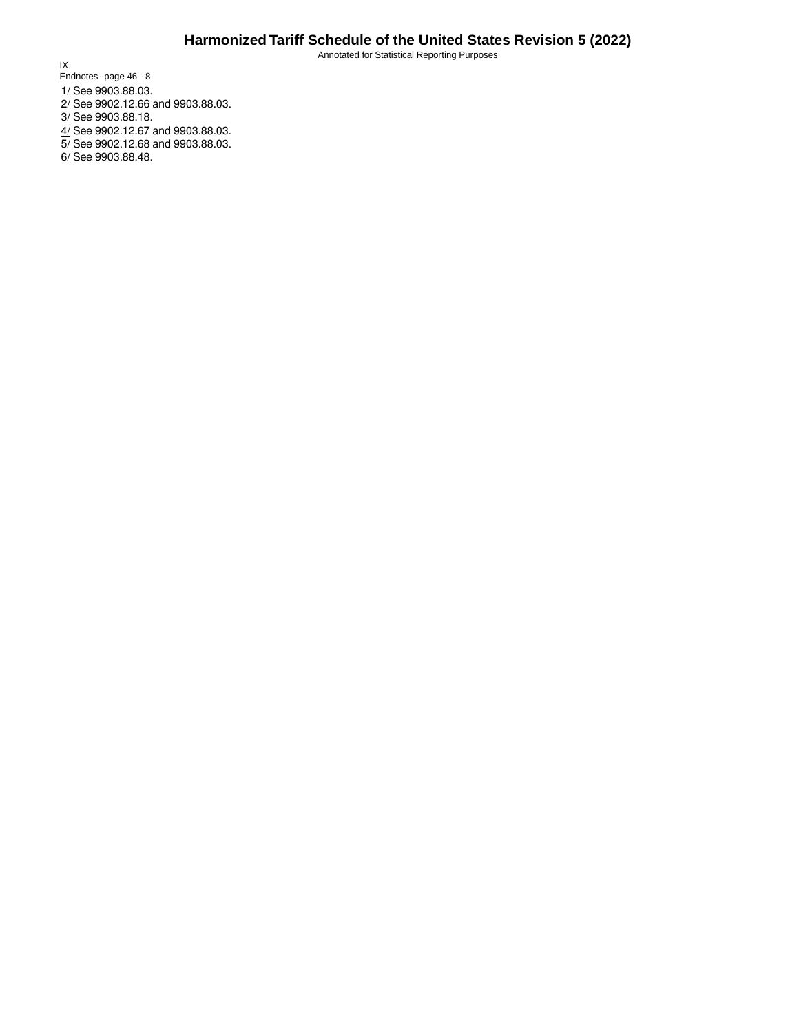1/ See 9903.88.03.
2/ See 9902.12.66 and 9903.88.03.
3/ See 9903.88.18.
4/ See 9902.12.67 and 9903.88.03.
5/ See 9902.12.68 and 9903.88.03.
6/ See 9903.88.48.